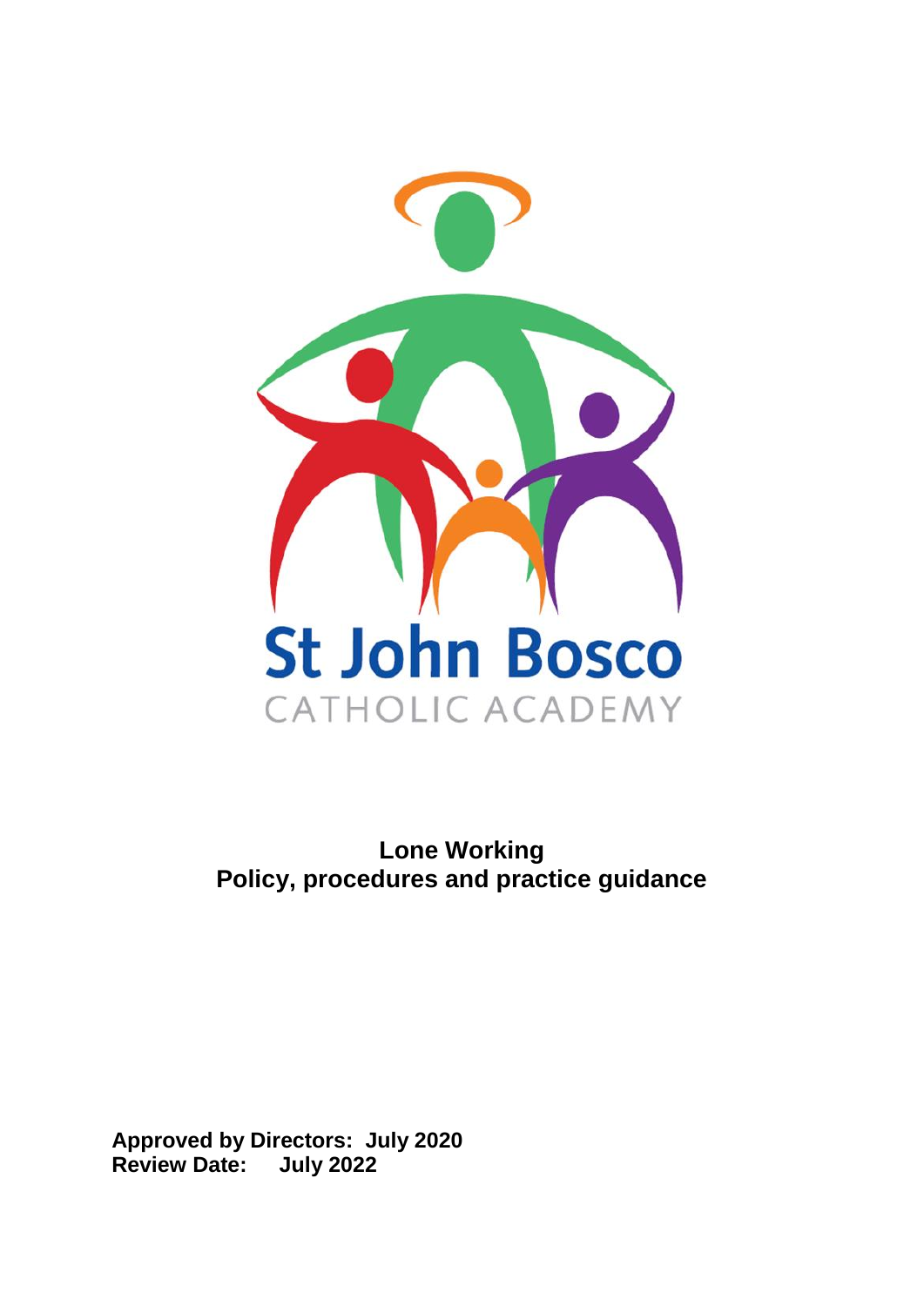St John Bosco

CATHOLIC ACADEMY

# Lone Working
## Policy, procedures and practice guidance

**Approved by Directors: July 2020**
**Review Date: July 2022**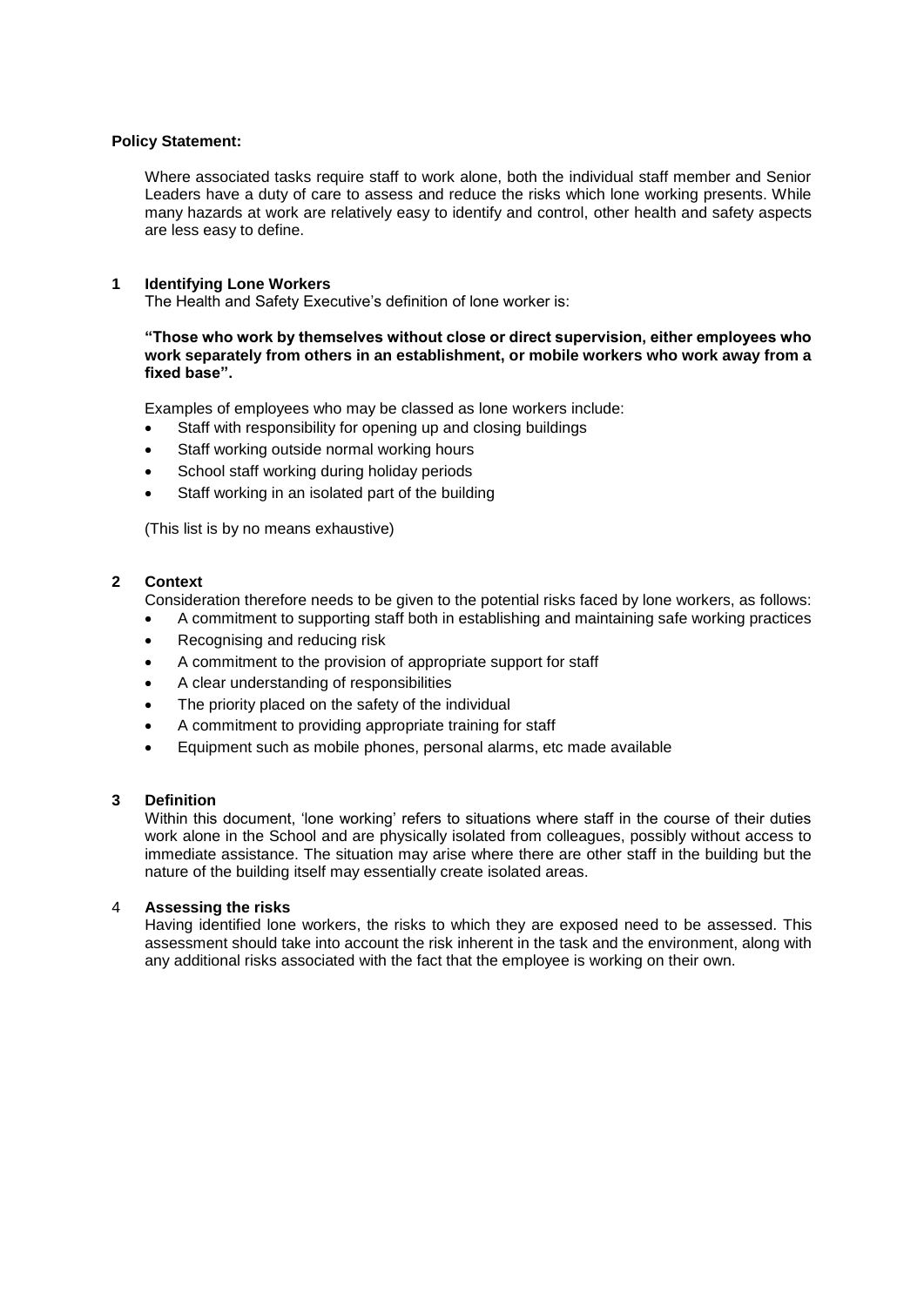**Policy Statement:**

Where associated tasks require staff to work alone, both the individual staff member and Senior Leaders have a duty of care to assess and reduce the risks which lone working presents. While many hazards at work are relatively easy to identify and control, other health and safety aspects are less easy to define.

## 1 Identifying Lone Workers

The Health and Safety Executive's definition of lone worker is:

**"Those who work by themselves without close or direct supervision, either employees who work separately from others in an establishment, or mobile workers who work away from a fixed base".**

Examples of employees who may be classed as lone workers include:

- Staff with responsibility for opening up and closing buildings
- Staff working outside normal working hours
- School staff working during holiday periods
- Staff working in an isolated part of the building

(This list is by no means exhaustive)

## 2 Context

Consideration therefore needs to be given to the potential risks faced by lone workers, as follows:

- A commitment to supporting staff both in establishing and maintaining safe working practices
- Recognising and reducing risk
- A commitment to the provision of appropriate support for staff
- A clear understanding of responsibilities
- The priority placed on the safety of the individual
- A commitment to providing appropriate training for staff
- Equipment such as mobile phones, personal alarms, etc made available

## 3 Definition

Within this document, 'lone working' refers to situations where staff in the course of their duties work alone in the School and are physically isolated from colleagues, possibly without access to immediate assistance. The situation may arise where there are other staff in the building but the nature of the building itself may essentially create isolated areas.

## 4 Assessing the risks

Having identified lone workers, the risks to which they are exposed need to be assessed. This assessment should take into account the risk inherent in the task and the environment, along with any additional risks associated with the fact that the employee is working on their own.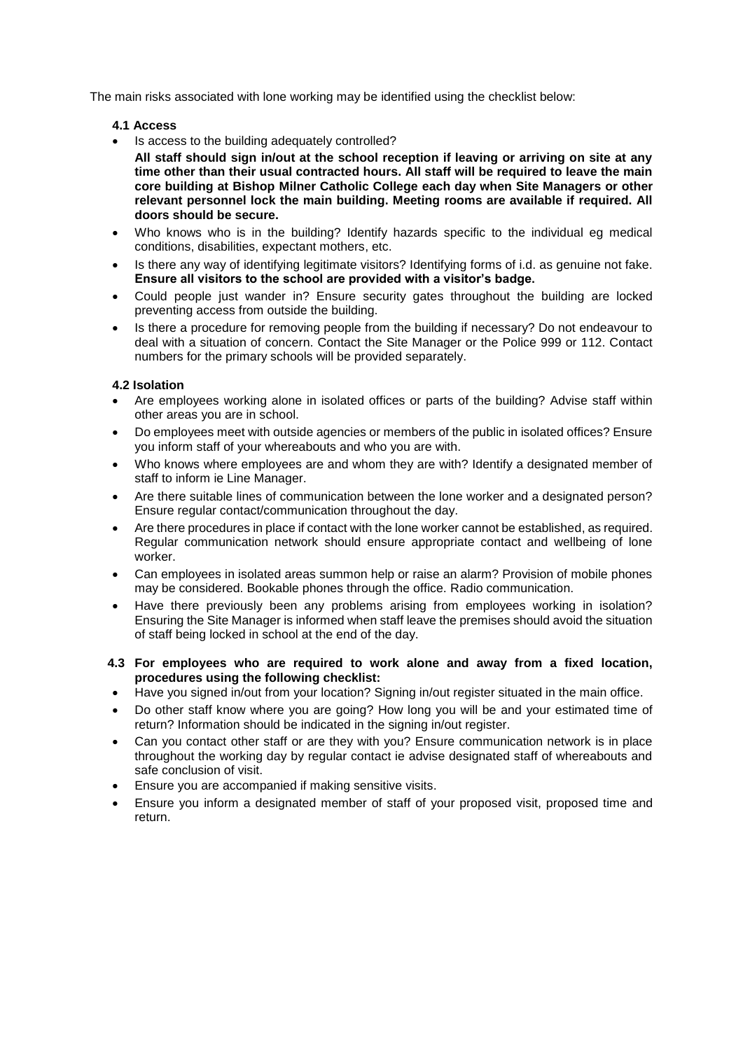The main risks associated with lone working may be identified using the checklist below:

### 4.1 Access

- Is access to the building adequately controlled?
  **All staff should sign in/out at the school reception if leaving or arriving on site at any time other than their usual contracted hours. All staff will be required to leave the main core building at Bishop Milner Catholic College each day when Site Managers or other relevant personnel lock the main building. Meeting rooms are available if required. All doors should be secure.**
- Who knows who is in the building? Identify hazards specific to the individual eg medical conditions, disabilities, expectant mothers, etc.
- Is there any way of identifying legitimate visitors? Identifying forms of i.d. as genuine not fake. **Ensure all visitors to the school are provided with a visitor's badge.**
- Could people just wander in? Ensure security gates throughout the building are locked preventing access from outside the building.
- Is there a procedure for removing people from the building if necessary? Do not endeavour to deal with a situation of concern. Contact the Site Manager or the Police 999 or 112. Contact numbers for the primary schools will be provided separately.

### 4.2 Isolation

- Are employees working alone in isolated offices or parts of the building? Advise staff within other areas you are in school.
- Do employees meet with outside agencies or members of the public in isolated offices? Ensure you inform staff of your whereabouts and who you are with.
- Who knows where employees are and whom they are with? Identify a designated member of staff to inform ie Line Manager.
- Are there suitable lines of communication between the lone worker and a designated person? Ensure regular contact/communication throughout the day.
- Are there procedures in place if contact with the lone worker cannot be established, as required. Regular communication network should ensure appropriate contact and wellbeing of lone worker.
- Can employees in isolated areas summon help or raise an alarm? Provision of mobile phones may be considered. Bookable phones through the office. Radio communication.
- Have there previously been any problems arising from employees working in isolation? Ensuring the Site Manager is informed when staff leave the premises should avoid the situation of staff being locked in school at the end of the day.

### 4.3 For employees who are required to work alone and away from a fixed location, procedures using the following checklist:

- Have you signed in/out from your location? Signing in/out register situated in the main office.
- Do other staff know where you are going? How long you will be and your estimated time of return? Information should be indicated in the signing in/out register.
- Can you contact other staff or are they with you? Ensure communication network is in place throughout the working day by regular contact ie advise designated staff of whereabouts and safe conclusion of visit.
- Ensure you are accompanied if making sensitive visits.
- Ensure you inform a designated member of staff of your proposed visit, proposed time and return.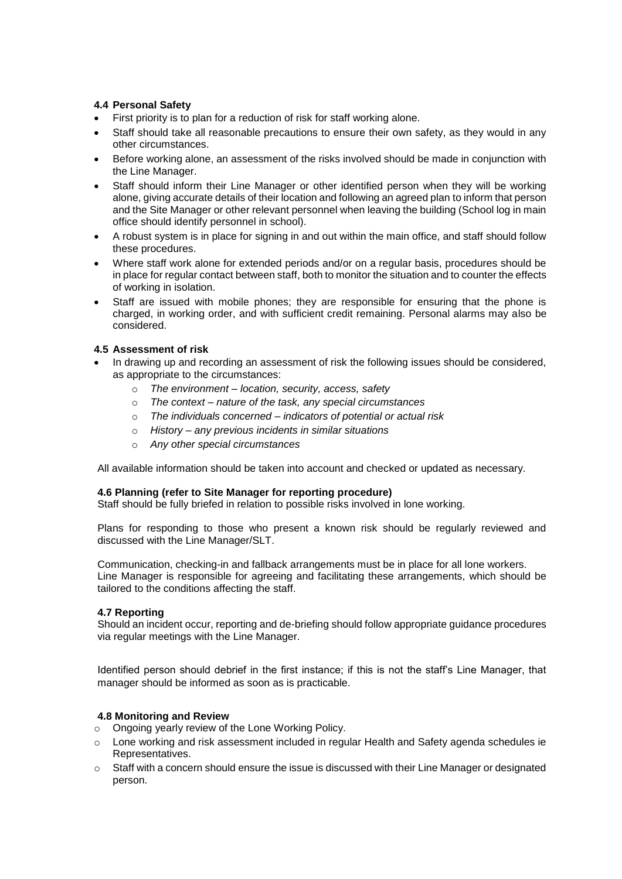#### 4.4 Personal Safety

- First priority is to plan for a reduction of risk for staff working alone.
- Staff should take all reasonable precautions to ensure their own safety, as they would in any other circumstances.
- Before working alone, an assessment of the risks involved should be made in conjunction with the Line Manager.
- Staff should inform their Line Manager or other identified person when they will be working alone, giving accurate details of their location and following an agreed plan to inform that person and the Site Manager or other relevant personnel when leaving the building (School log in main office should identify personnel in school).
- A robust system is in place for signing in and out within the main office, and staff should follow these procedures.
- Where staff work alone for extended periods and/or on a regular basis, procedures should be in place for regular contact between staff, both to monitor the situation and to counter the effects of working in isolation.
- Staff are issued with mobile phones; they are responsible for ensuring that the phone is charged, in working order, and with sufficient credit remaining. Personal alarms may also be considered.

#### 4.5 Assessment of risk

- In drawing up and recording an assessment of risk the following issues should be considered, as appropriate to the circumstances:
    - *The environment – location, security, access, safety*
    - *The context – nature of the task, any special circumstances*
    - *The individuals concerned – indicators of potential or actual risk*
    - *History – any previous incidents in similar situations*
    - *Any other special circumstances*

All available information should be taken into account and checked or updated as necessary.

#### 4.6 Planning (refer to Site Manager for reporting procedure)

Staff should be fully briefed in relation to possible risks involved in lone working.

Plans for responding to those who present a known risk should be regularly reviewed and discussed with the Line Manager/SLT.

Communication, checking-in and fallback arrangements must be in place for all lone workers. Line Manager is responsible for agreeing and facilitating these arrangements, which should be tailored to the conditions affecting the staff.

#### 4.7 Reporting

Should an incident occur, reporting and de-briefing should follow appropriate guidance procedures via regular meetings with the Line Manager.

Identified person should debrief in the first instance; if this is not the staff's Line Manager, that manager should be informed as soon as is practicable.

#### 4.8 Monitoring and Review

- Ongoing yearly review of the Lone Working Policy.
- Lone working and risk assessment included in regular Health and Safety agenda schedules ie Representatives.
- Staff with a concern should ensure the issue is discussed with their Line Manager or designated person.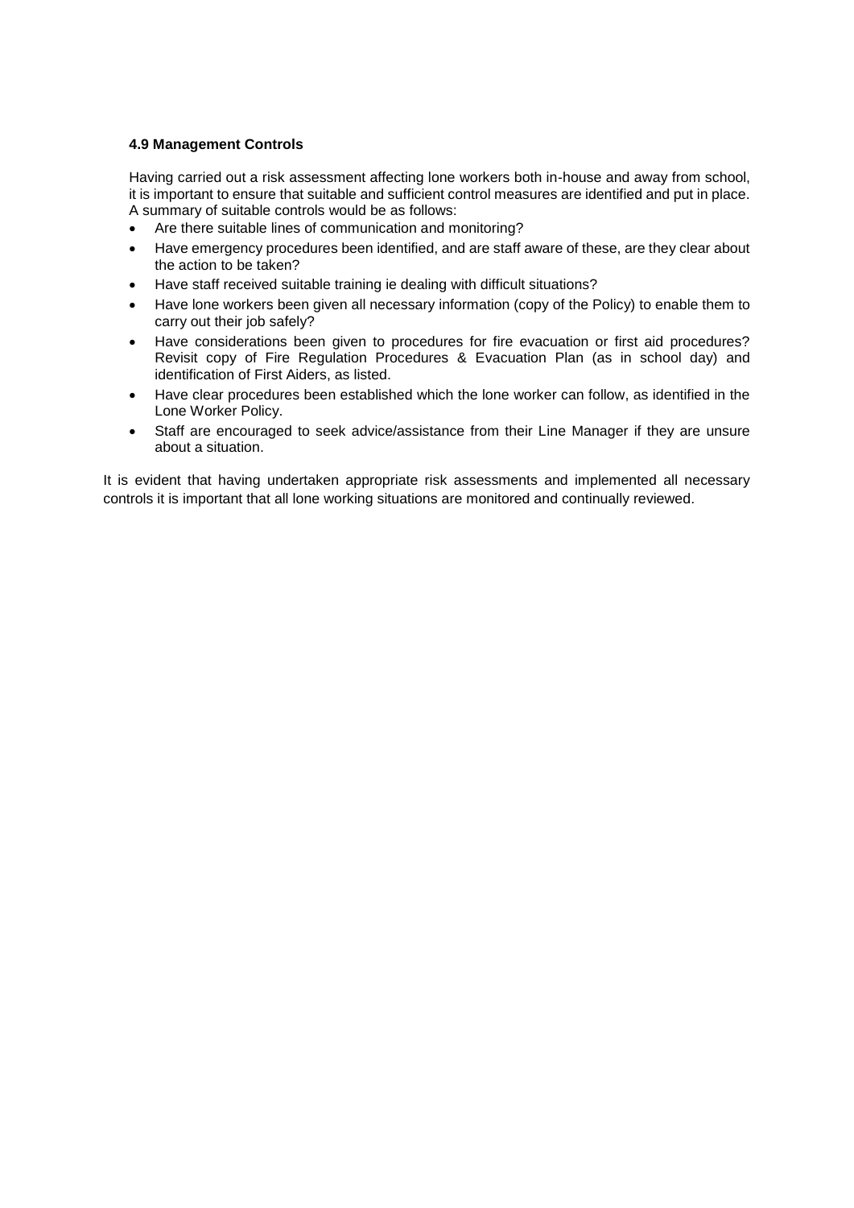#### 4.9 Management Controls

Having carried out a risk assessment affecting lone workers both in-house and away from school, it is important to ensure that suitable and sufficient control measures are identified and put in place. A summary of suitable controls would be as follows:

- Are there suitable lines of communication and monitoring?
- Have emergency procedures been identified, and are staff aware of these, are they clear about the action to be taken?
- Have staff received suitable training ie dealing with difficult situations?
- Have lone workers been given all necessary information (copy of the Policy) to enable them to carry out their job safely?
- Have considerations been given to procedures for fire evacuation or first aid procedures? Revisit copy of Fire Regulation Procedures & Evacuation Plan (as in school day) and identification of First Aiders, as listed.
- Have clear procedures been established which the lone worker can follow, as identified in the Lone Worker Policy.
- Staff are encouraged to seek advice/assistance from their Line Manager if they are unsure about a situation.

It is evident that having undertaken appropriate risk assessments and implemented all necessary controls it is important that all lone working situations are monitored and continually reviewed.